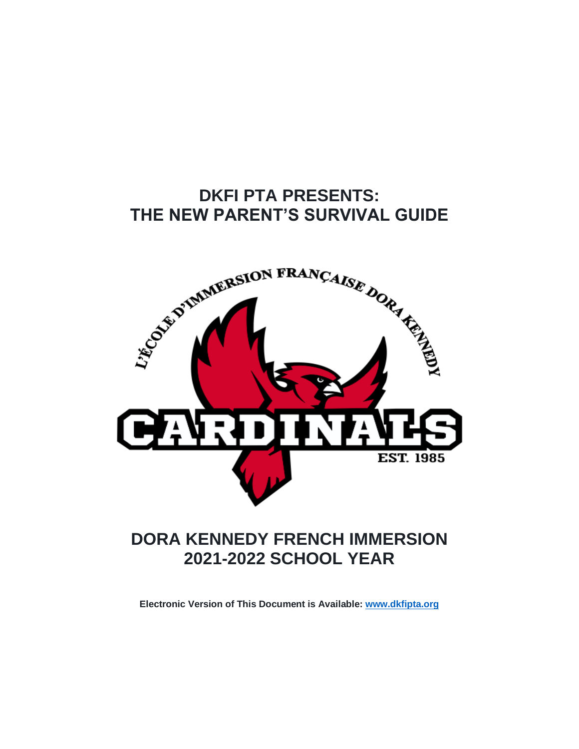# DKFI PTA PRESENTS: THE NEW PARENT'S SURVIVAL GUIDE

L'ÉCOLE D'IMMERSION FRANÇAISE DORA KENNEDY

CARDINALS

EST. 1985

# DORA KENNEDY FRENCH IMMERSION 2021-2022 SCHOOL YEAR

**Electronic Version of This Document is Available: [www.dkfipta.org](http://www.dkfipta.org)**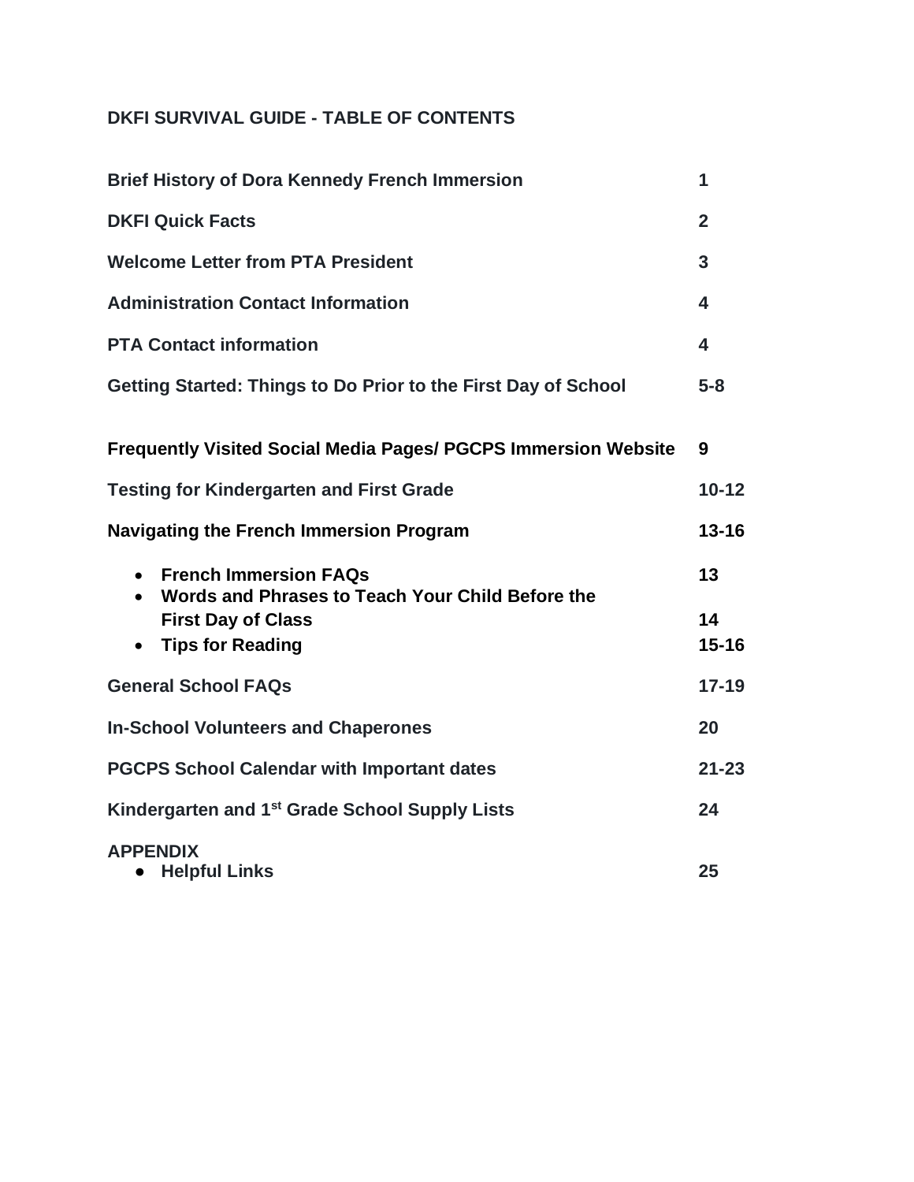# DKFI SURVIVAL GUIDE - TABLE OF CONTENTS

| | |
|---|---|
| **Brief History of Dora Kennedy French Immersion** | **1** |
| **DKFI Quick Facts** | **2** |
| **Welcome Letter from PTA President** | **3** |
| **Administration Contact Information** | **4** |
| **PTA Contact information** | **4** |
| **Getting Started: Things to Do Prior to the First Day of School** | **5-8** |
| **Frequently Visited Social Media Pages/ PGCPS Immersion Website** | **9** |
| **Testing for Kindergarten and First Grade** | **10-12** |
| **Navigating the French Immersion Program** | **13-16** |
| • **French Immersion FAQs** | **13** |
| • **Words and Phrases to Teach Your Child Before the First Day of Class** | **14** |
| • **Tips for Reading** | **15-16** |
| **General School FAQs** | **17-19** |
| **In-School Volunteers and Chaperones** | **20** |
| **PGCPS School Calendar with Important dates** | **21-23** |
| **Kindergarten and 1st Grade School Supply Lists** | **24** |
| **APPENDIX** | |
| • **Helpful Links** | **25** |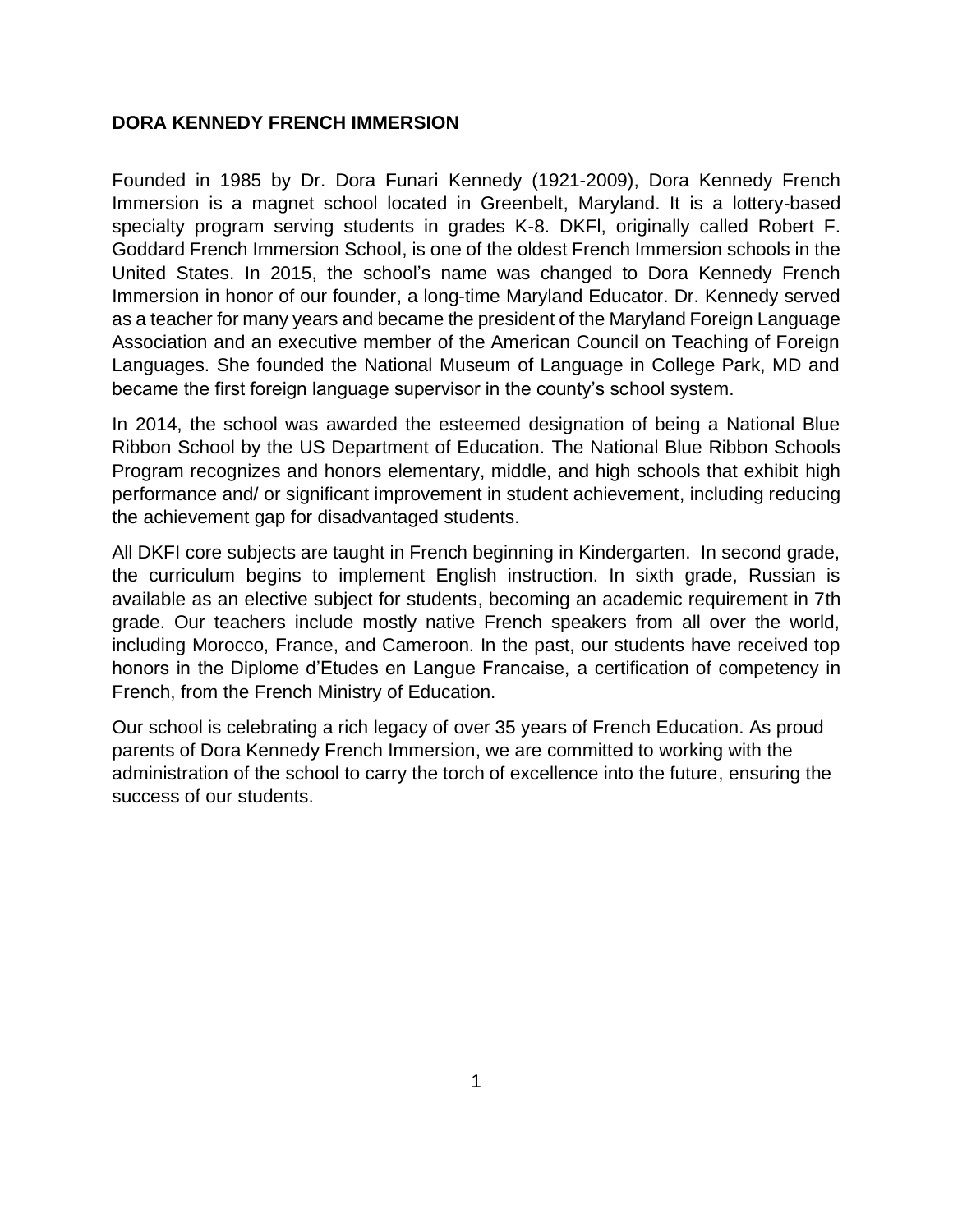## DORA KENNEDY FRENCH IMMERSION

Founded in 1985 by Dr. Dora Funari Kennedy (1921-2009), Dora Kennedy French Immersion is a magnet school located in Greenbelt, Maryland. It is a lottery-based specialty program serving students in grades K-8. DKFI, originally called Robert F. Goddard French Immersion School, is one of the oldest French Immersion schools in the United States. In 2015, the school's name was changed to Dora Kennedy French Immersion in honor of our founder, a long-time Maryland Educator. Dr. Kennedy served as a teacher for many years and became the president of the Maryland Foreign Language Association and an executive member of the American Council on Teaching of Foreign Languages. She founded the National Museum of Language in College Park, MD and became the first foreign language supervisor in the county's school system.

In 2014, the school was awarded the esteemed designation of being a National Blue Ribbon School by the US Department of Education. The National Blue Ribbon Schools Program recognizes and honors elementary, middle, and high schools that exhibit high performance and/ or significant improvement in student achievement, including reducing the achievement gap for disadvantaged students.

All DKFI core subjects are taught in French beginning in Kindergarten. In second grade, the curriculum begins to implement English instruction. In sixth grade, Russian is available as an elective subject for students, becoming an academic requirement in 7th grade. Our teachers include mostly native French speakers from all over the world, including Morocco, France, and Cameroon. In the past, our students have received top honors in the Diplome d'Etudes en Langue Francaise, a certification of competency in French, from the French Ministry of Education.

Our school is celebrating a rich legacy of over 35 years of French Education. As proud parents of Dora Kennedy French Immersion, we are committed to working with the administration of the school to carry the torch of excellence into the future, ensuring the success of our students.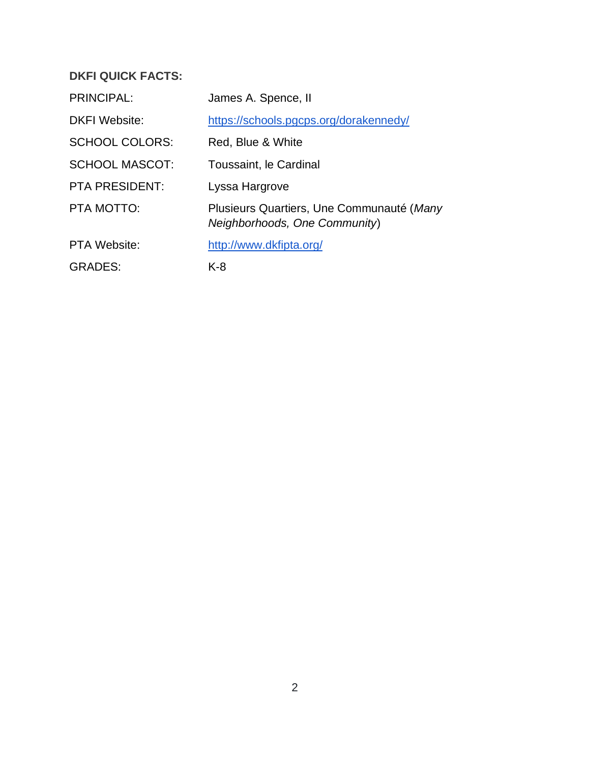**DKFI QUICK FACTS:**

| | |
|---|---|
| PRINCIPAL: | James A. Spence, II |
| DKFI Website: | https://schools.pgcps.org/dorakennedy/ |
| SCHOOL COLORS: | Red, Blue & White |
| SCHOOL MASCOT: | Toussaint, le Cardinal |
| PTA PRESIDENT: | Lyssa Hargrove |
| PTA MOTTO: | Plusieurs Quartiers, Une Communauté (*Many Neighborhoods, One Community*) |
| PTA Website: | http://www.dkfipta.org/ |
| GRADES: | K-8 |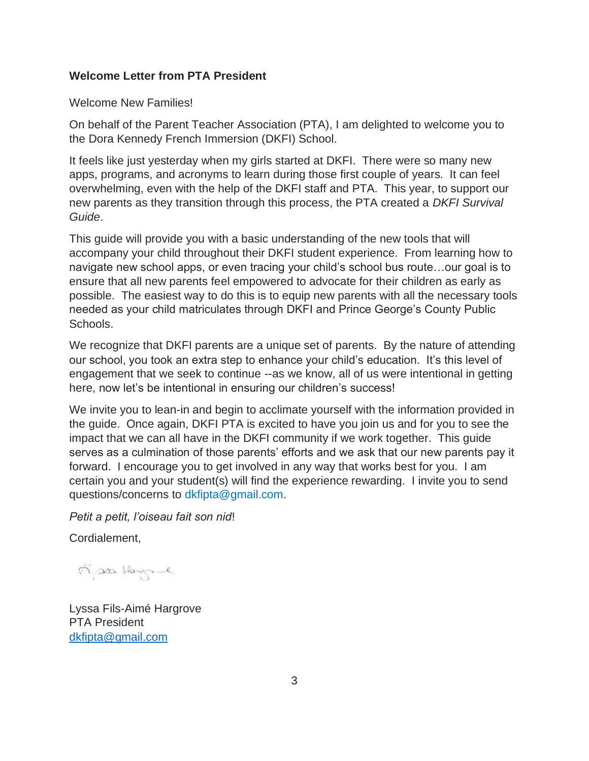**Welcome Letter from PTA President**

Welcome New Families!

On behalf of the Parent Teacher Association (PTA), I am delighted to welcome you to the Dora Kennedy French Immersion (DKFI) School.

It feels like just yesterday when my girls started at DKFI. There were so many new apps, programs, and acronyms to learn during those first couple of years. It can feel overwhelming, even with the help of the DKFI staff and PTA. This year, to support our new parents as they transition through this process, the PTA created a *DKFI Survival Guide*.

This guide will provide you with a basic understanding of the new tools that will accompany your child throughout their DKFI student experience. From learning how to navigate new school apps, or even tracing your child's school bus route…our goal is to ensure that all new parents feel empowered to advocate for their children as early as possible. The easiest way to do this is to equip new parents with all the necessary tools needed as your child matriculates through DKFI and Prince George's County Public Schools.

We recognize that DKFI parents are a unique set of parents. By the nature of attending our school, you took an extra step to enhance your child's education. It's this level of engagement that we seek to continue --as we know, all of us were intentional in getting here, now let's be intentional in ensuring our children's success!

We invite you to lean-in and begin to acclimate yourself with the information provided in the guide. Once again, DKFI PTA is excited to have you join us and for you to see the impact that we can all have in the DKFI community if we work together. This guide serves as a culmination of those parents' efforts and we ask that our new parents pay it forward. I encourage you to get involved in any way that works best for you. I am certain you and your student(s) will find the experience rewarding. I invite you to send questions/concerns to dkfipta@gmail.com.

*Petit a petit, l'oiseau fait son nid*!

Cordialement,

Lyssa Fils-Aimé Hargrove
PTA President
dkfipta@gmail.com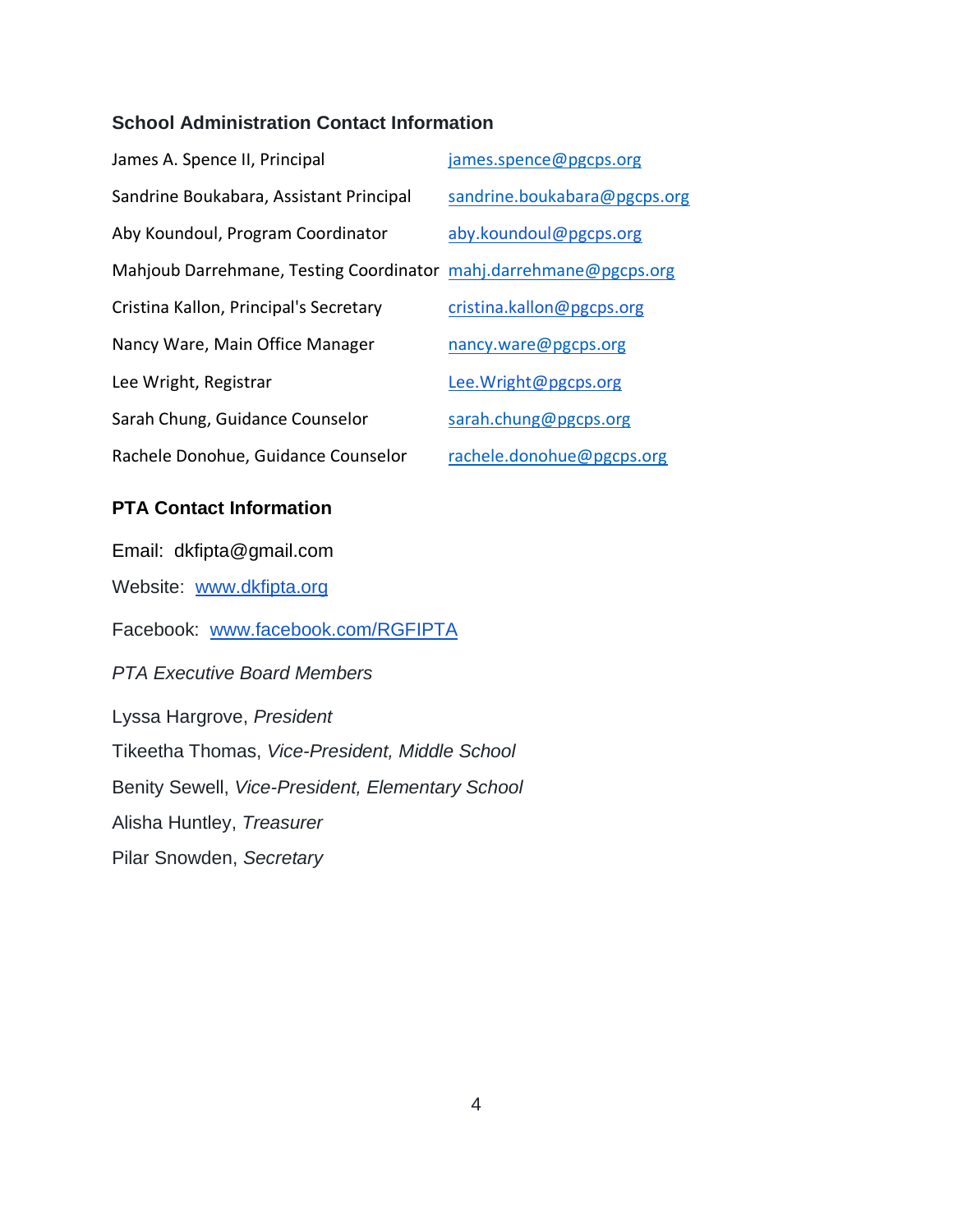### School Administration Contact Information

| | |
|---|---|
| James A. Spence II, Principal | james.spence@pgcps.org |
| Sandrine Boukabara, Assistant Principal | sandrine.boukabara@pgcps.org |
| Aby Koundoul, Program Coordinator | aby.koundoul@pgcps.org |
| Mahjoub Darrehmane, Testing Coordinator | mahj.darrehmane@pgcps.org |
| Cristina Kallon, Principal's Secretary | cristina.kallon@pgcps.org |
| Nancy Ware, Main Office Manager | nancy.ware@pgcps.org |
| Lee Wright, Registrar | Lee.Wright@pgcps.org |
| Sarah Chung, Guidance Counselor | sarah.chung@pgcps.org |
| Rachele Donohue, Guidance Counselor | rachele.donohue@pgcps.org |

### PTA Contact Information

Email: dkfipta@gmail.com

Website: www.dkfipta.org

Facebook: www.facebook.com/RGFIPTA

*PTA Executive Board Members*

Lyssa Hargrove, *President*

Tikeetha Thomas, *Vice-President, Middle School*

Benity Sewell, *Vice-President, Elementary School*

Alisha Huntley, *Treasurer*

Pilar Snowden, *Secretary*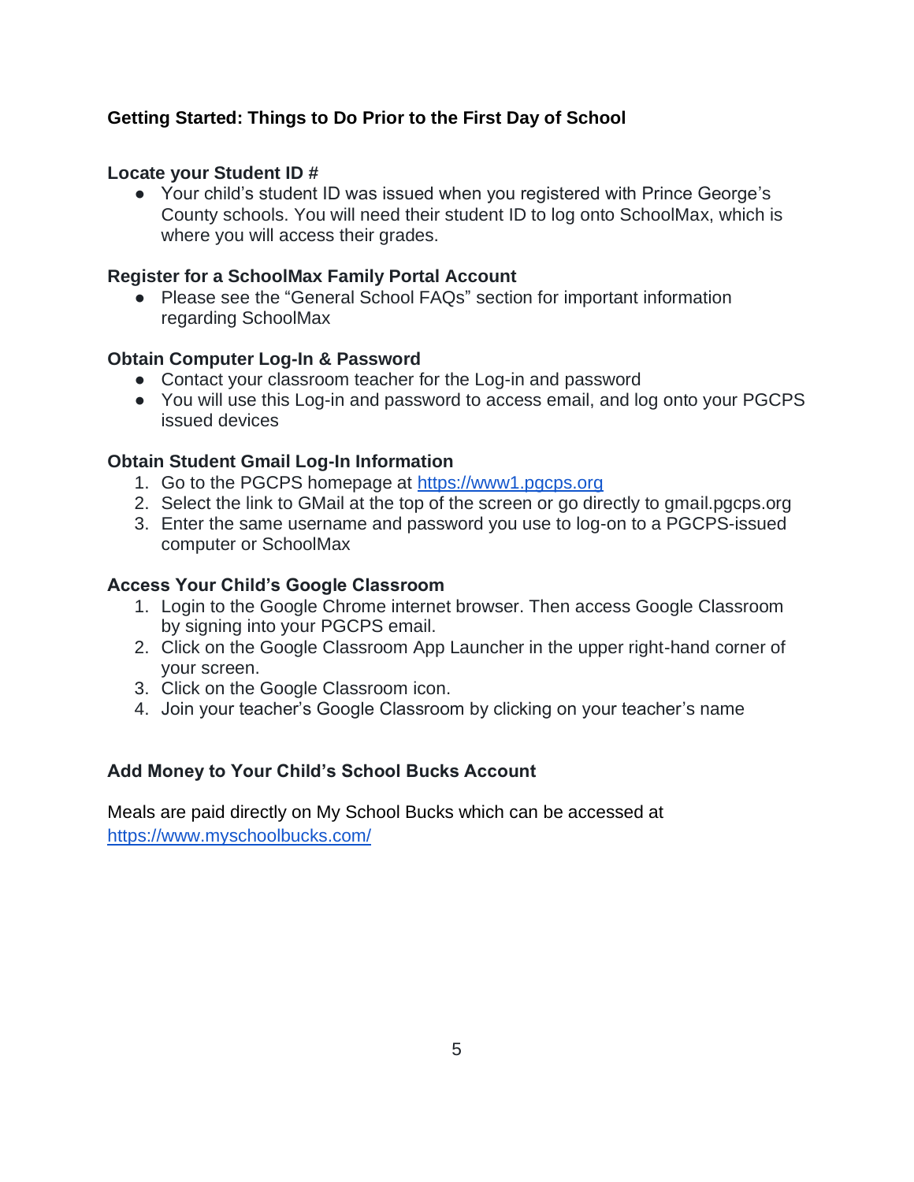## Getting Started: Things to Do Prior to the First Day of School

### Locate your Student ID #

- Your child's student ID was issued when you registered with Prince George's County schools. You will need their student ID to log onto SchoolMax, which is where you will access their grades.

### Register for a SchoolMax Family Portal Account

- Please see the "General School FAQs" section for important information regarding SchoolMax

### Obtain Computer Log-In & Password

- Contact your classroom teacher for the Log-in and password
- You will use this Log-in and password to access email, and log onto your PGCPS issued devices

### Obtain Student Gmail Log-In Information

1. Go to the PGCPS homepage at https://www1.pgcps.org
2. Select the link to GMail at the top of the screen or go directly to gmail.pgcps.org
3. Enter the same username and password you use to log-on to a PGCPS-issued computer or SchoolMax

### Access Your Child's Google Classroom

1. Login to the Google Chrome internet browser. Then access Google Classroom by signing into your PGCPS email.
2. Click on the Google Classroom App Launcher in the upper right-hand corner of your screen.
3. Click on the Google Classroom icon.
4. Join your teacher's Google Classroom by clicking on your teacher's name

### Add Money to Your Child's School Bucks Account

Meals are paid directly on My School Bucks which can be accessed at https://www.myschoolbucks.com/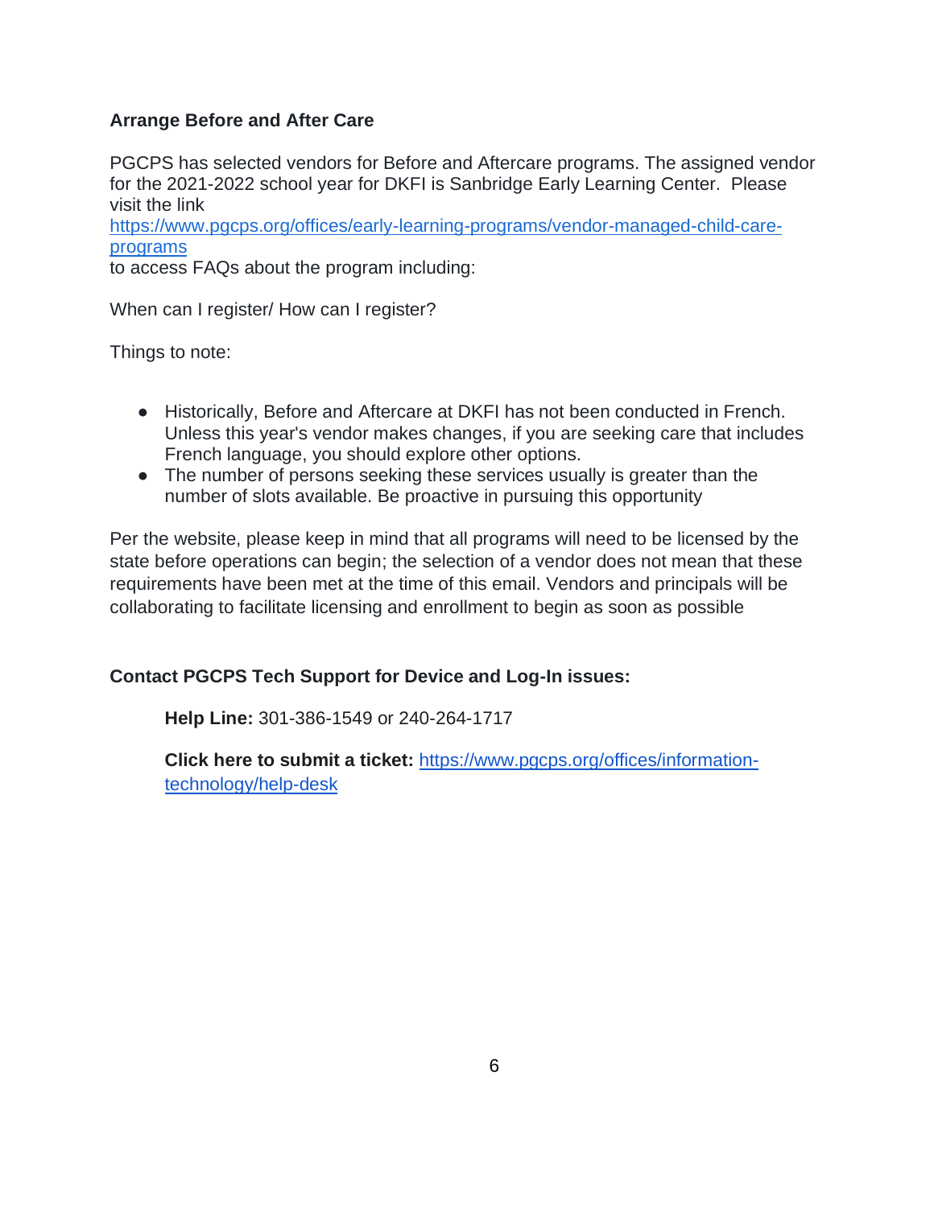**Arrange Before and After Care**

PGCPS has selected vendors for Before and Aftercare programs. The assigned vendor for the 2021-2022 school year for DKFI is Sanbridge Early Learning Center. Please visit the link
https://www.pgcps.org/offices/early-learning-programs/vendor-managed-child-care-programs
to access FAQs about the program including:

When can I register/ How can I register?

Things to note:

- Historically, Before and Aftercare at DKFI has not been conducted in French. Unless this year's vendor makes changes, if you are seeking care that includes French language, you should explore other options.
- The number of persons seeking these services usually is greater than the number of slots available. Be proactive in pursuing this opportunity

Per the website, please keep in mind that all programs will need to be licensed by the state before operations can begin; the selection of a vendor does not mean that these requirements have been met at the time of this email. Vendors and principals will be collaborating to facilitate licensing and enrollment to begin as soon as possible

**Contact PGCPS Tech Support for Device and Log-In issues:**

**Help Line:** 301-386-1549 or 240-264-1717

**Click here to submit a ticket:** https://www.pgcps.org/offices/information-technology/help-desk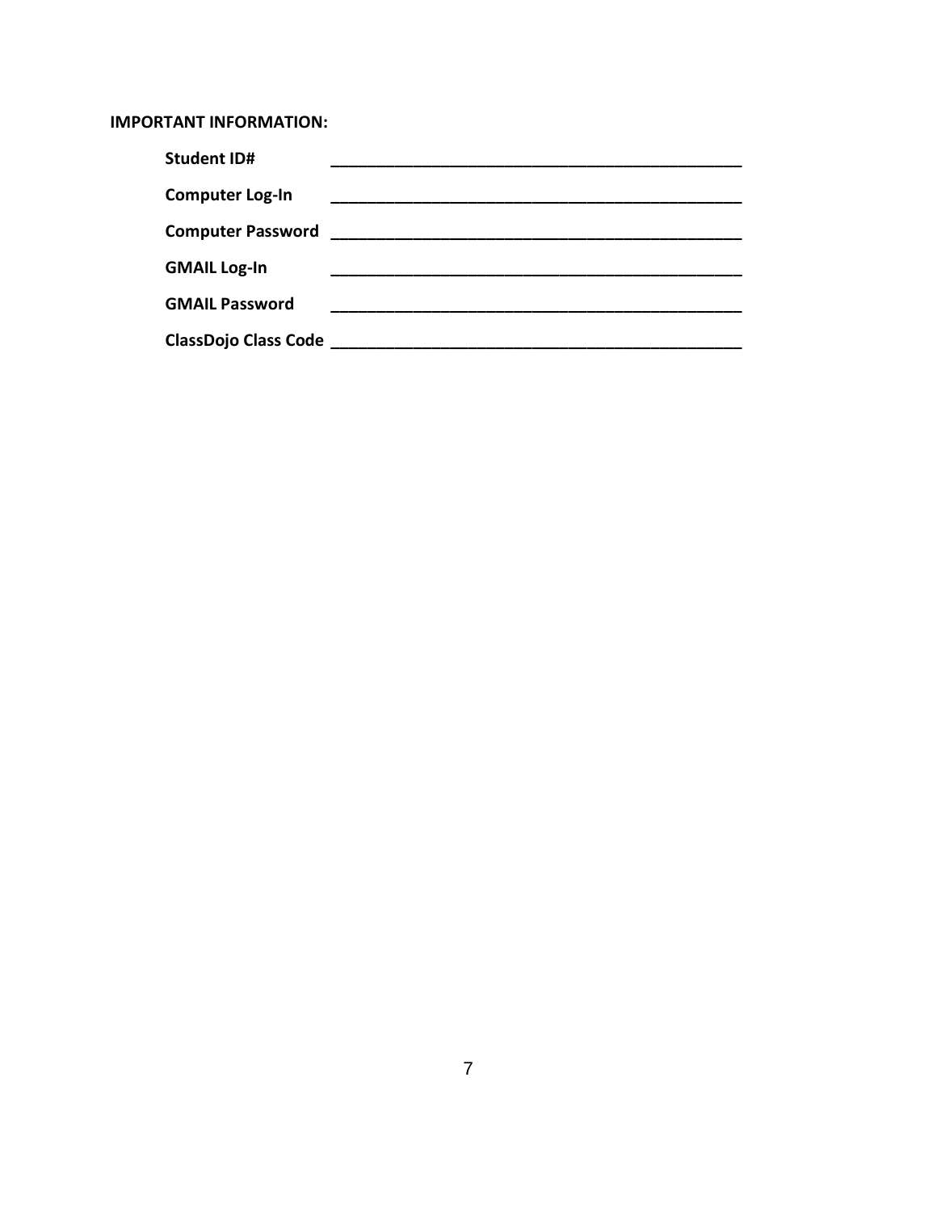**IMPORTANT INFORMATION:**

**Student ID#** ______________________________________________

**Computer Log-In** ______________________________________________

**Computer Password** ______________________________________________

**GMAIL Log-In** ______________________________________________

**GMAIL Password** ______________________________________________

**ClassDojo Class Code** ______________________________________________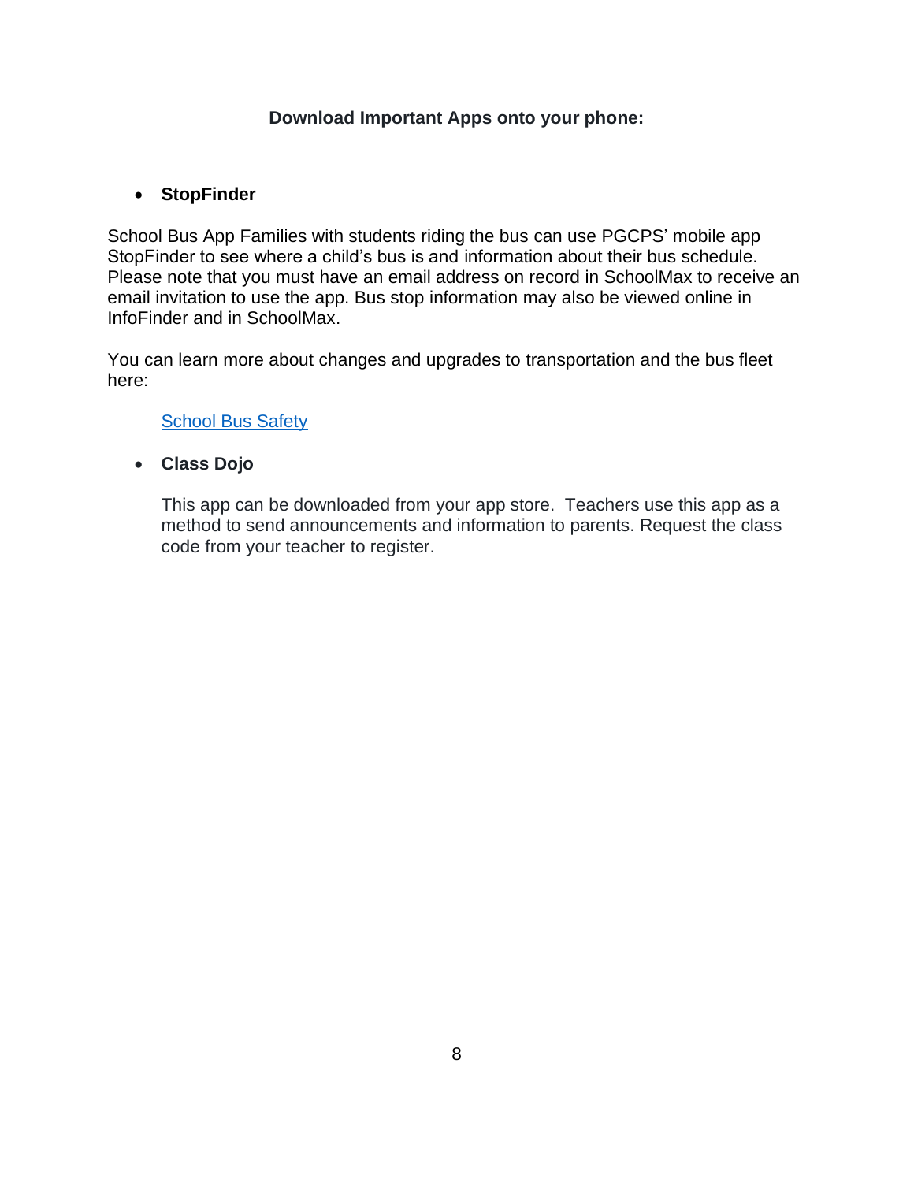**Download Important Apps onto your phone:**

- **StopFinder**

School Bus App Families with students riding the bus can use PGCPS' mobile app StopFinder to see where a child's bus is and information about their bus schedule. Please note that you must have an email address on record in SchoolMax to receive an email invitation to use the app. Bus stop information may also be viewed online in InfoFinder and in SchoolMax.

You can learn more about changes and upgrades to transportation and the bus fleet here:

School Bus Safety

- **Class Dojo**

  This app can be downloaded from your app store. Teachers use this app as a method to send announcements and information to parents. Request the class code from your teacher to register.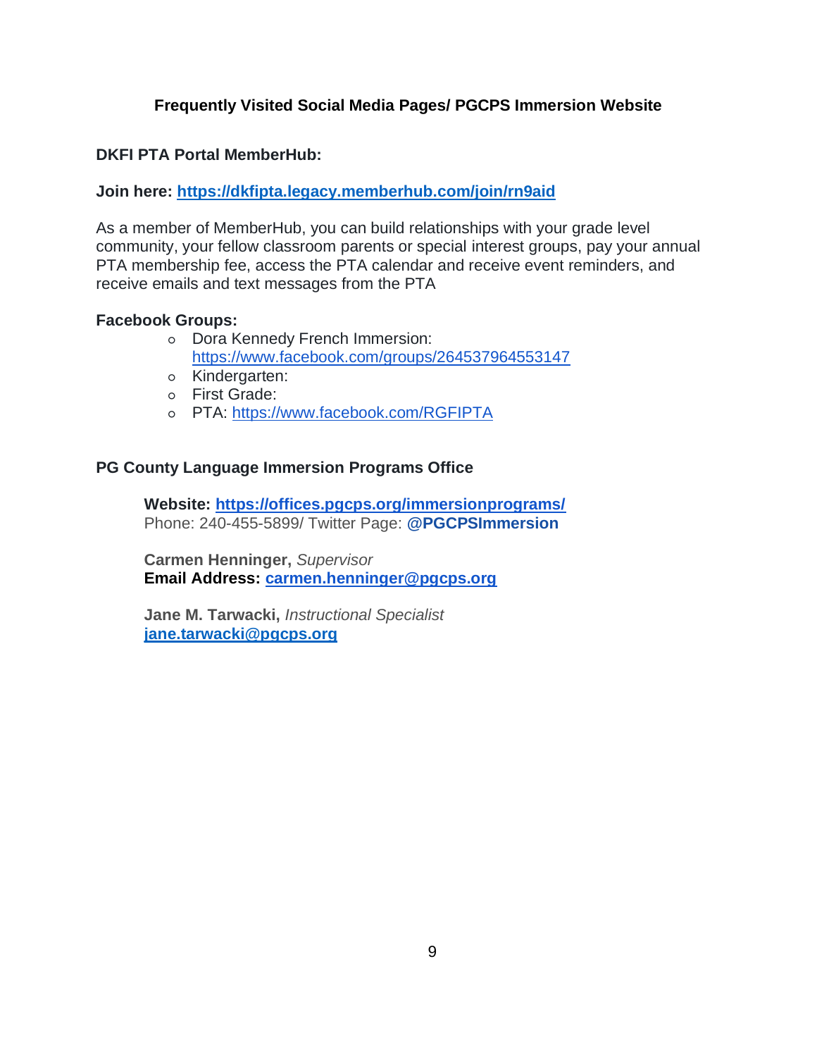## Frequently Visited Social Media Pages/ PGCPS Immersion Website

**DKFI PTA Portal MemberHub:**

**Join here: https://dkfipta.legacy.memberhub.com/join/rn9aid**

As a member of MemberHub, you can build relationships with your grade level community, your fellow classroom parents or special interest groups, pay your annual PTA membership fee, access the PTA calendar and receive event reminders, and receive emails and text messages from the PTA

**Facebook Groups:**

- Dora Kennedy French Immersion: https://www.facebook.com/groups/264537964553147
- Kindergarten:
- First Grade:
- PTA: https://www.facebook.com/RGFIPTA

**PG County Language Immersion Programs Office**

**Website: https://offices.pgcps.org/immersionprograms/**
Phone: 240-455-5899/ Twitter Page: **@PGCPSImmersion**

**Carmen Henninger,** *Supervisor*
**Email Address: carmen.henninger@pgcps.org**

**Jane M. Tarwacki,** *Instructional Specialist*
**jane.tarwacki@pgcps.org**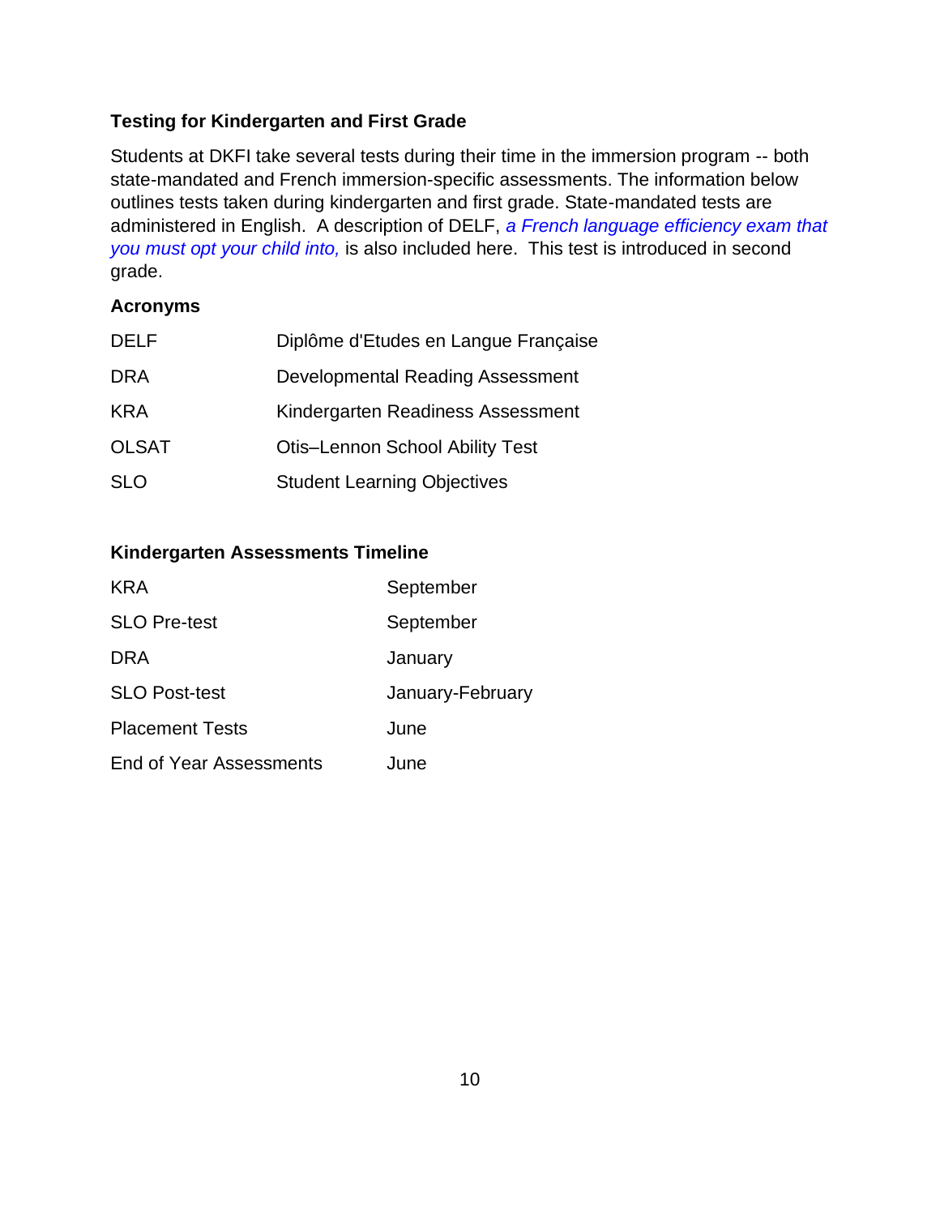## Testing for Kindergarten and First Grade

Students at DKFI take several tests during their time in the immersion program -- both state-mandated and French immersion-specific assessments. The information below outlines tests taken during kindergarten and first grade. State-mandated tests are administered in English.  A description of DELF, *a French language efficiency exam that you must opt your child into,* is also included here.  This test is introduced in second grade.

### Acronyms

| | |
|---|---|
| DELF | Diplôme d'Etudes en Langue Française |
| DRA | Developmental Reading Assessment |
| KRA | Kindergarten Readiness Assessment |
| OLSAT | Otis–Lennon School Ability Test |
| SLO | Student Learning Objectives |

### Kindergarten Assessments Timeline

| | |
|---|---|
| KRA | September |
| SLO Pre-test | September |
| DRA | January |
| SLO Post-test | January-February |
| Placement Tests | June |
| End of Year Assessments | June |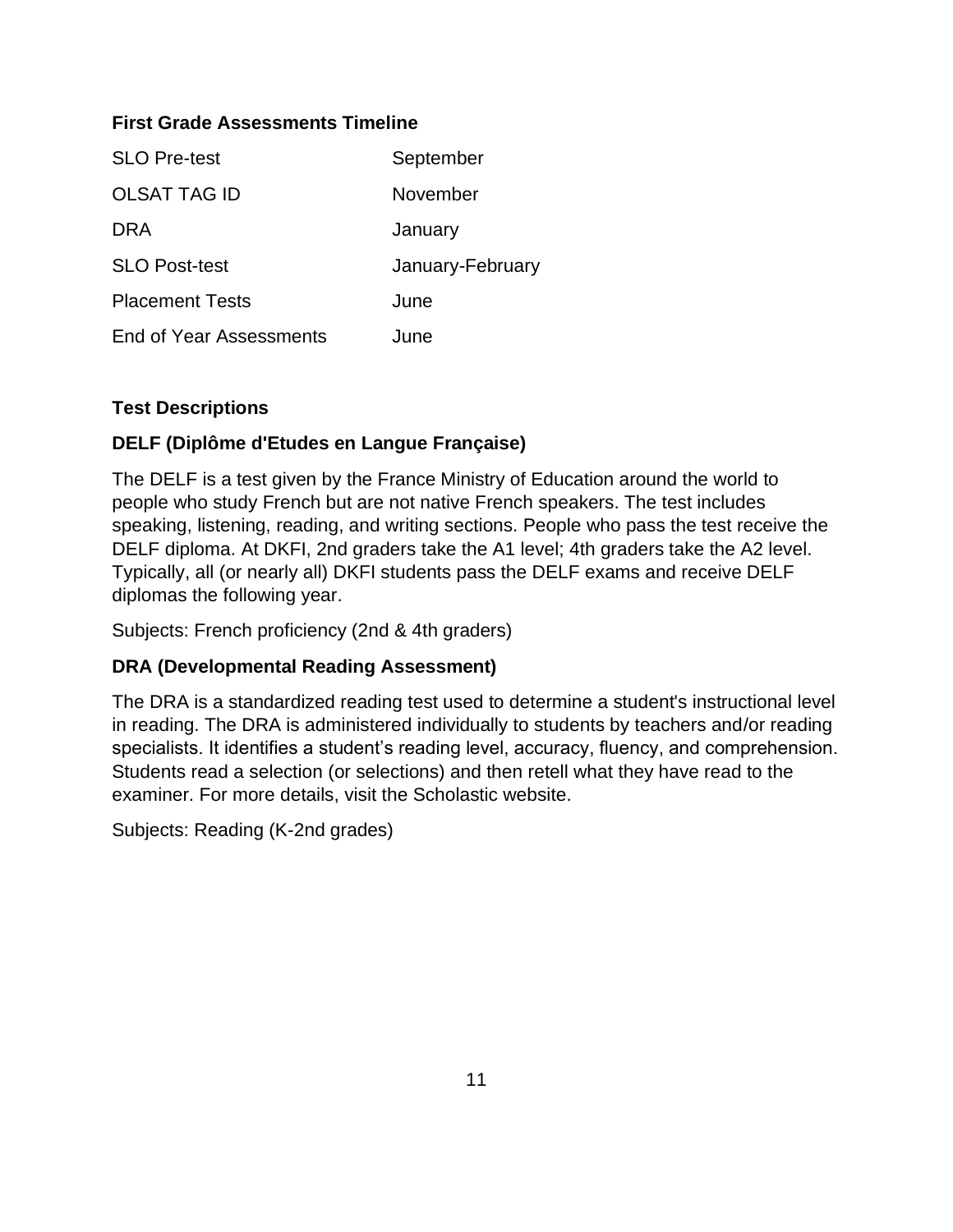## First Grade Assessments Timeline

| Assessment | Timing |
|---|---|
| SLO Pre-test | September |
| OLSAT TAG ID | November |
| DRA | January |
| SLO Post-test | January-February |
| Placement Tests | June |
| End of Year Assessments | June |

## Test Descriptions

### DELF (Diplôme d'Etudes en Langue Française)

The DELF is a test given by the France Ministry of Education around the world to people who study French but are not native French speakers. The test includes speaking, listening, reading, and writing sections. People who pass the test receive the DELF diploma. At DKFI, 2nd graders take the A1 level; 4th graders take the A2 level. Typically, all (or nearly all) DKFI students pass the DELF exams and receive DELF diplomas the following year.

Subjects: French proficiency (2nd & 4th graders)

### DRA (Developmental Reading Assessment)

The DRA is a standardized reading test used to determine a student's instructional level in reading. The DRA is administered individually to students by teachers and/or reading specialists. It identifies a student's reading level, accuracy, fluency, and comprehension. Students read a selection (or selections) and then retell what they have read to the examiner. For more details, visit the Scholastic website.

Subjects: Reading (K-2nd grades)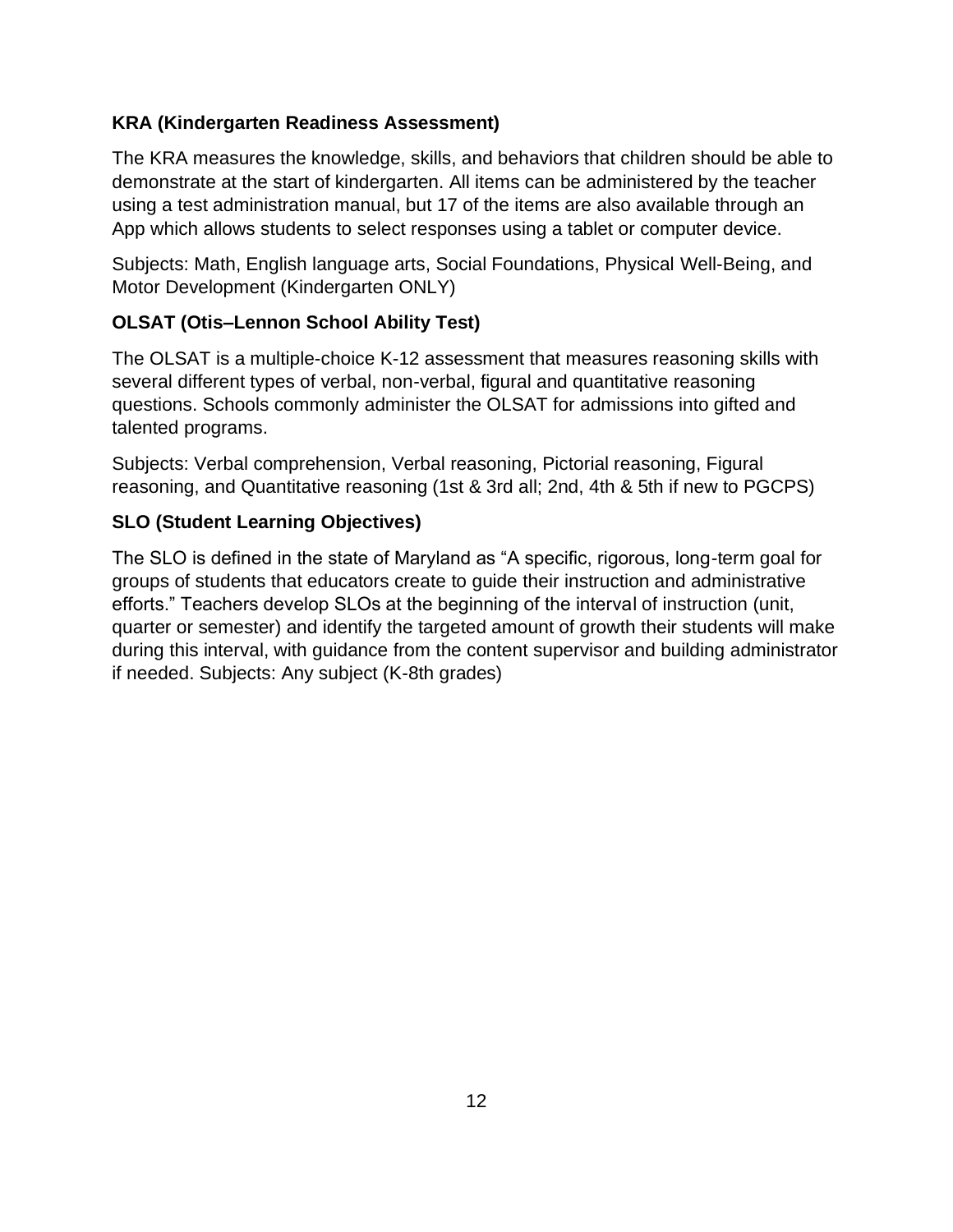### KRA (Kindergarten Readiness Assessment)

The KRA measures the knowledge, skills, and behaviors that children should be able to demonstrate at the start of kindergarten. All items can be administered by the teacher using a test administration manual, but 17 of the items are also available through an App which allows students to select responses using a tablet or computer device.

Subjects: Math, English language arts, Social Foundations, Physical Well-Being, and Motor Development (Kindergarten ONLY)

### OLSAT (Otis–Lennon School Ability Test)

The OLSAT is a multiple-choice K-12 assessment that measures reasoning skills with several different types of verbal, non-verbal, figural and quantitative reasoning questions. Schools commonly administer the OLSAT for admissions into gifted and talented programs.

Subjects: Verbal comprehension, Verbal reasoning, Pictorial reasoning, Figural reasoning, and Quantitative reasoning (1st & 3rd all; 2nd, 4th & 5th if new to PGCPS)

### SLO (Student Learning Objectives)

The SLO is defined in the state of Maryland as "A specific, rigorous, long-term goal for groups of students that educators create to guide their instruction and administrative efforts." Teachers develop SLOs at the beginning of the interval of instruction (unit, quarter or semester) and identify the targeted amount of growth their students will make during this interval, with guidance from the content supervisor and building administrator if needed. Subjects: Any subject (K-8th grades)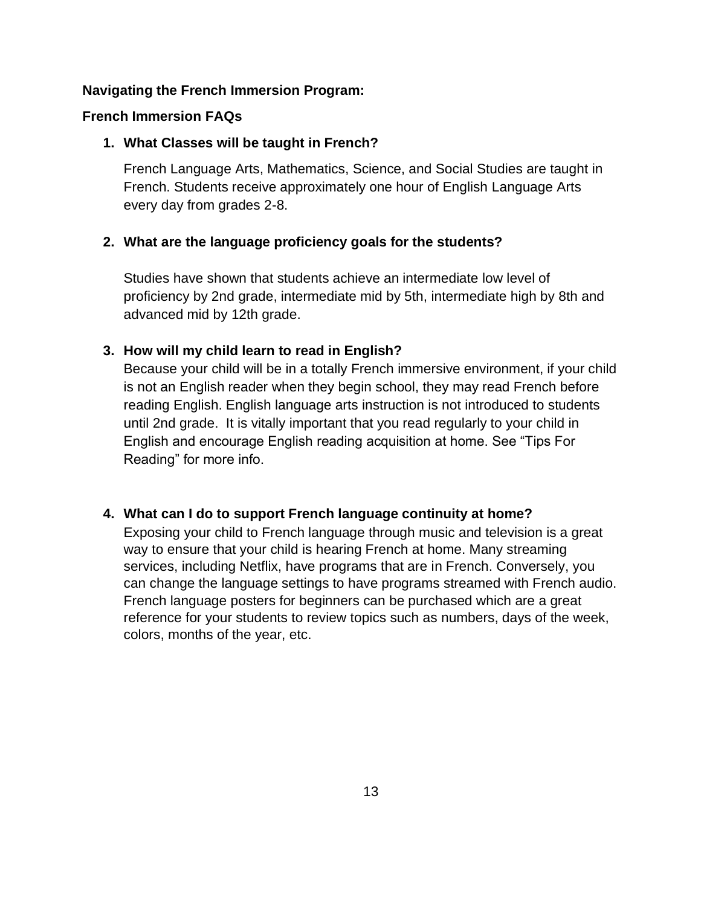**Navigating the French Immersion Program:**

**French Immersion FAQs**

1. **What Classes will be taught in French?**

   French Language Arts, Mathematics, Science, and Social Studies are taught in French. Students receive approximately one hour of English Language Arts every day from grades 2-8.

2. **What are the language proficiency goals for the students?**

   Studies have shown that students achieve an intermediate low level of proficiency by 2nd grade, intermediate mid by 5th, intermediate high by 8th and advanced mid by 12th grade.

3. **How will my child learn to read in English?**
   Because your child will be in a totally French immersive environment, if your child is not an English reader when they begin school, they may read French before reading English. English language arts instruction is not introduced to students until 2nd grade. It is vitally important that you read regularly to your child in English and encourage English reading acquisition at home. See “Tips For Reading” for more info.

4. **What can I do to support French language continuity at home?**
   Exposing your child to French language through music and television is a great way to ensure that your child is hearing French at home. Many streaming services, including Netflix, have programs that are in French. Conversely, you can change the language settings to have programs streamed with French audio. French language posters for beginners can be purchased which are a great reference for your students to review topics such as numbers, days of the week, colors, months of the year, etc.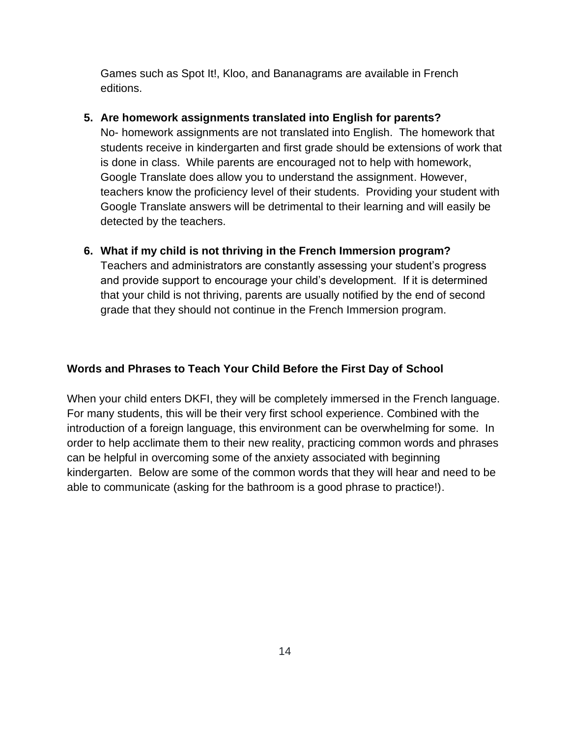Games such as Spot It!, Kloo, and Bananagrams are available in French editions.

5. **Are homework assignments translated into English for parents?**
   No- homework assignments are not translated into English. The homework that students receive in kindergarten and first grade should be extensions of work that is done in class. While parents are encouraged not to help with homework, Google Translate does allow you to understand the assignment. However, teachers know the proficiency level of their students. Providing your student with Google Translate answers will be detrimental to their learning and will easily be detected by the teachers.

6. **What if my child is not thriving in the French Immersion program?**
   Teachers and administrators are constantly assessing your student's progress and provide support to encourage your child's development. If it is determined that your child is not thriving, parents are usually notified by the end of second grade that they should not continue in the French Immersion program.

## Words and Phrases to Teach Your Child Before the First Day of School

When your child enters DKFI, they will be completely immersed in the French language. For many students, this will be their very first school experience. Combined with the introduction of a foreign language, this environment can be overwhelming for some. In order to help acclimate them to their new reality, practicing common words and phrases can be helpful in overcoming some of the anxiety associated with beginning kindergarten. Below are some of the common words that they will hear and need to be able to communicate (asking for the bathroom is a good phrase to practice!).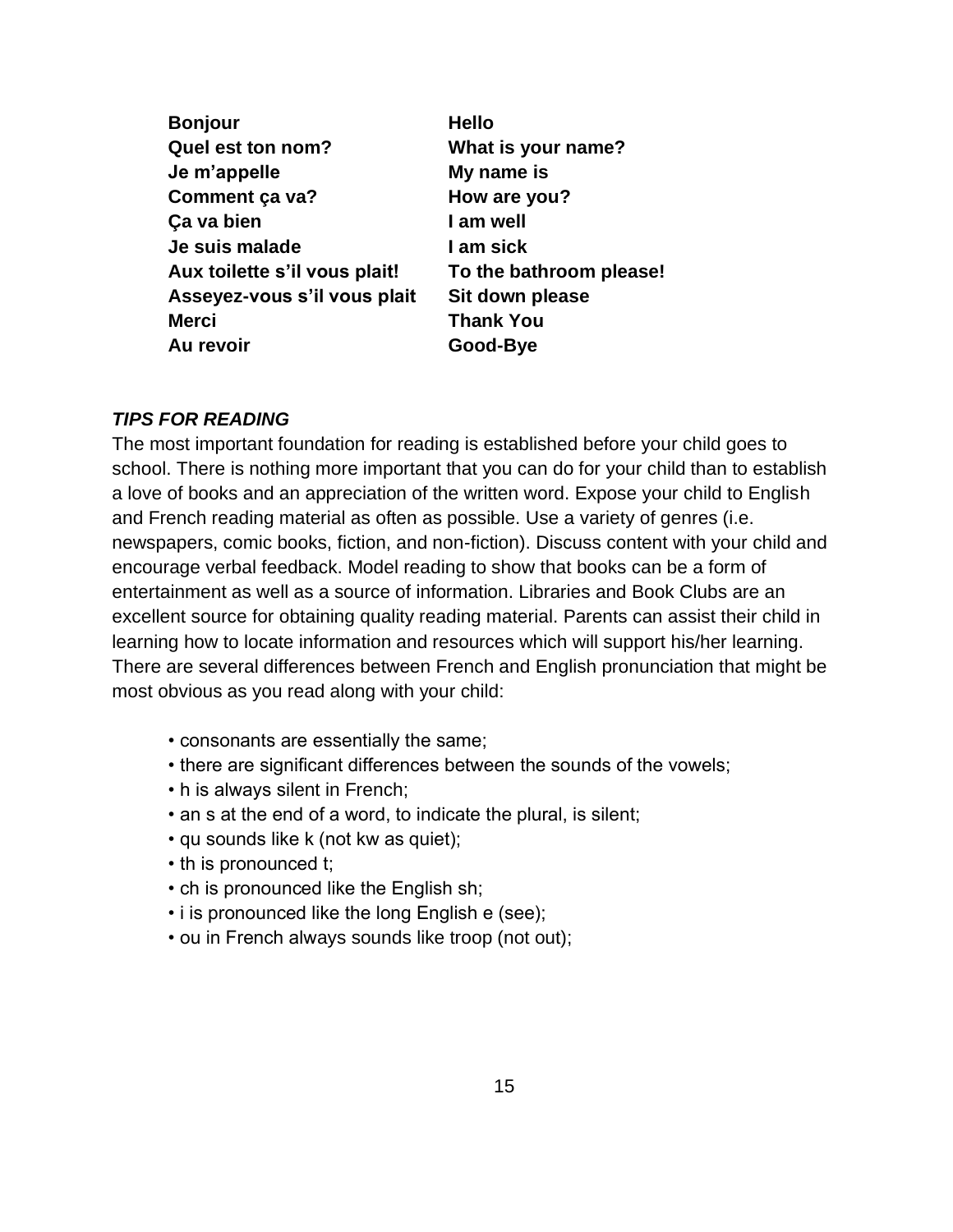| | |
|---|---|
| **Bonjour** | **Hello** |
| **Quel est ton nom?** | **What is your name?** |
| **Je m'appelle** | **My name is** |
| **Comment ça va?** | **How are you?** |
| **Ça va bien** | **I am well** |
| **Je suis malade** | **I am sick** |
| **Aux toilette s'il vous plait!** | **To the bathroom please!** |
| **Asseyez-vous s'il vous plait** | **Sit down please** |
| **Merci** | **Thank You** |
| **Au revoir** | **Good-Bye** |

***TIPS FOR READING***

The most important foundation for reading is established before your child goes to school. There is nothing more important that you can do for your child than to establish a love of books and an appreciation of the written word. Expose your child to English and French reading material as often as possible. Use a variety of genres (i.e. newspapers, comic books, fiction, and non-fiction). Discuss content with your child and encourage verbal feedback. Model reading to show that books can be a form of entertainment as well as a source of information. Libraries and Book Clubs are an excellent source for obtaining quality reading material. Parents can assist their child in learning how to locate information and resources which will support his/her learning. There are several differences between French and English pronunciation that might be most obvious as you read along with your child:

- consonants are essentially the same;
- there are significant differences between the sounds of the vowels;
- h is always silent in French;
- an s at the end of a word, to indicate the plural, is silent;
- qu sounds like k (not kw as quiet);
- th is pronounced t;
- ch is pronounced like the English sh;
- i is pronounced like the long English e (see);
- ou in French always sounds like troop (not out);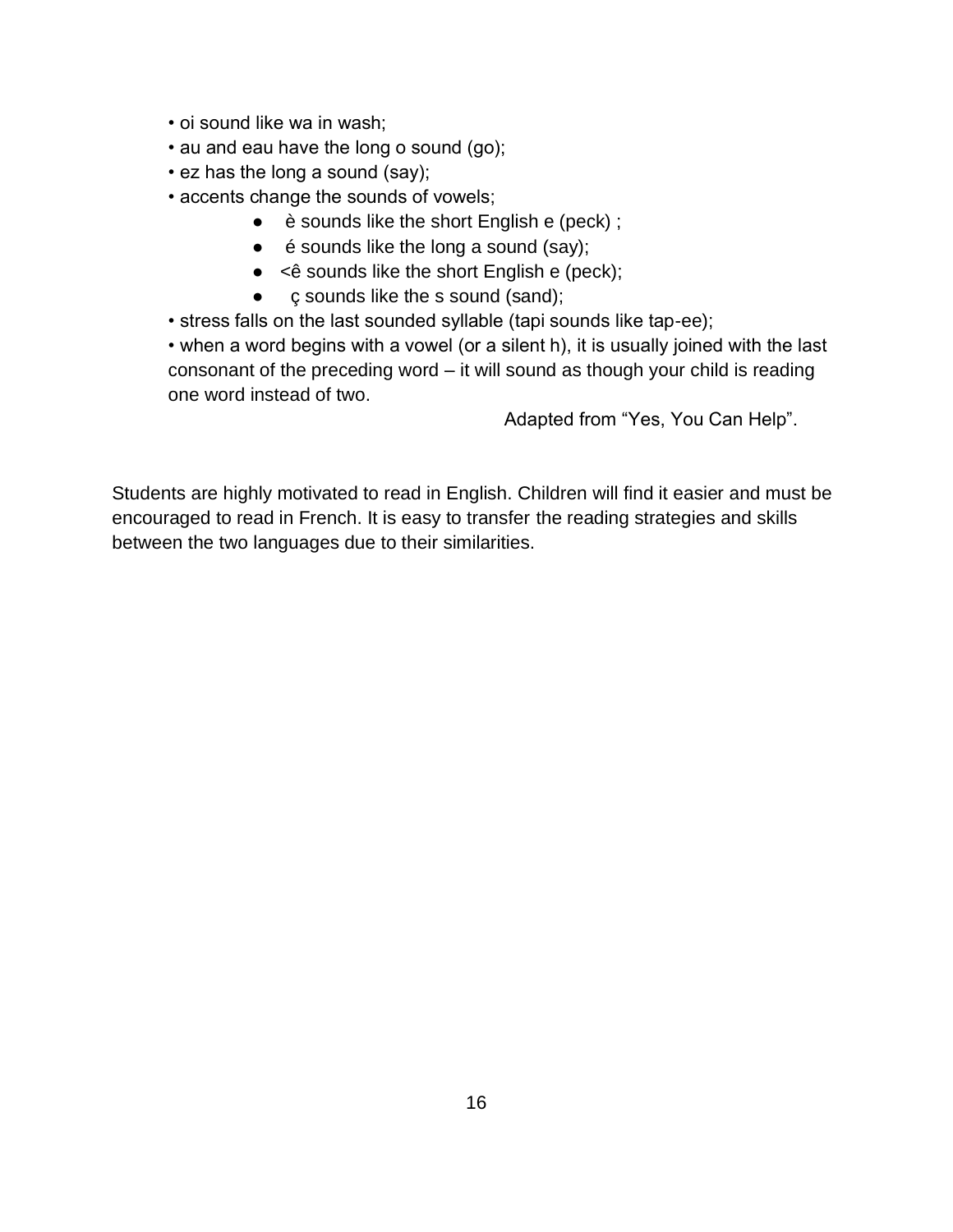- oi sound like wa in wash;
- au and eau have the long o sound (go);
- ez has the long a sound (say);
- accents change the sounds of vowels;
  - è sounds like the short English e (peck) ;
  - é sounds like the long a sound (say);
  - <ê sounds like the short English e (peck);
  - ç sounds like the s sound (sand);
- stress falls on the last sounded syllable (tapi sounds like tap-ee);
- when a word begins with a vowel (or a silent h), it is usually joined with the last consonant of the preceding word – it will sound as though your child is reading one word instead of two.

Adapted from "Yes, You Can Help".

Students are highly motivated to read in English. Children will find it easier and must be encouraged to read in French. It is easy to transfer the reading strategies and skills between the two languages due to their similarities.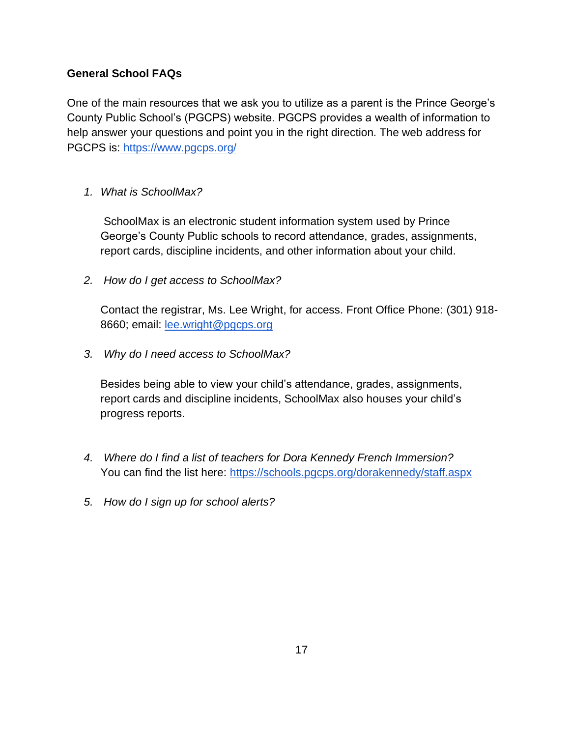**General School FAQs**

One of the main resources that we ask you to utilize as a parent is the Prince George's County Public School's (PGCPS) website. PGCPS provides a wealth of information to help answer your questions and point you in the right direction. The web address for PGCPS is: [https://www.pgcps.org/](https://www.pgcps.org/)

1. *What is SchoolMax?*

   SchoolMax is an electronic student information system used by Prince George's County Public schools to record attendance, grades, assignments, report cards, discipline incidents, and other information about your child.

2. *How do I get access to SchoolMax?*

   Contact the registrar, Ms. Lee Wright, for access. Front Office Phone: (301) 918-8660; email: [lee.wright@pgcps.org](mailto:lee.wright@pgcps.org)

3. *Why do I need access to SchoolMax?*

   Besides being able to view your child's attendance, grades, assignments, report cards and discipline incidents, SchoolMax also houses your child's progress reports.

4. *Where do I find a list of teachers for Dora Kennedy French Immersion?*
   You can find the list here: [https://schools.pgcps.org/dorakennedy/staff.aspx](https://schools.pgcps.org/dorakennedy/staff.aspx)

5. *How do I sign up for school alerts?*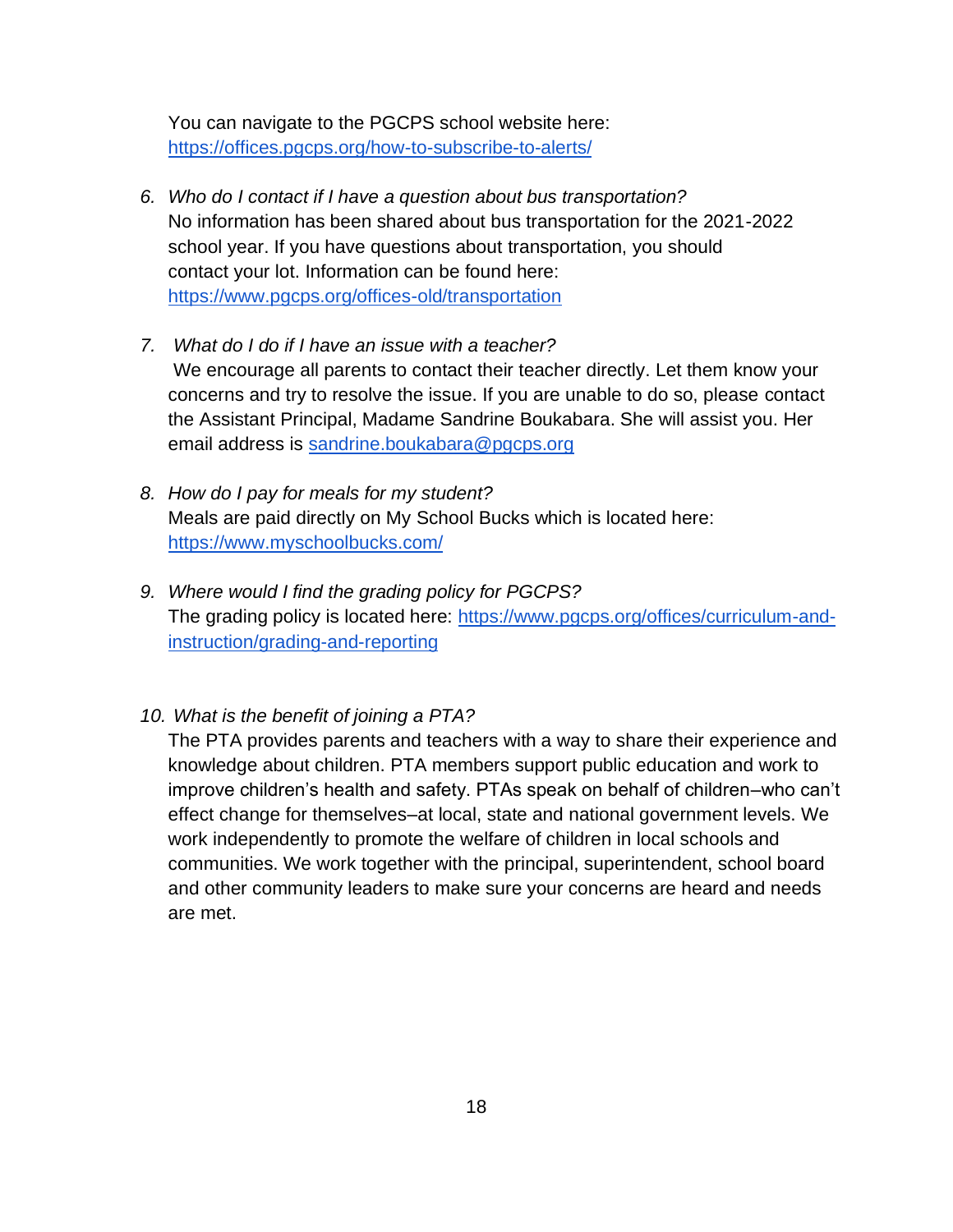You can navigate to the PGCPS school website here: [https://offices.pgcps.org/how-to-subscribe-to-alerts/](https://offices.pgcps.org/how-to-subscribe-to-alerts/)

6. *Who do I contact if I have a question about bus transportation?*
   No information has been shared about bus transportation for the 2021-2022 school year. If you have questions about transportation, you should contact your lot. Information can be found here: [https://www.pgcps.org/offices-old/transportation](https://www.pgcps.org/offices-old/transportation)

7. *What do I do if I have an issue with a teacher?*
   We encourage all parents to contact their teacher directly. Let them know your concerns and try to resolve the issue. If you are unable to do so, please contact the Assistant Principal, Madame Sandrine Boukabara. She will assist you. Her email address is [sandrine.boukabara@pgcps.org](mailto:sandrine.boukabara@pgcps.org)

8. *How do I pay for meals for my student?*
   Meals are paid directly on My School Bucks which is located here: [https://www.myschoolbucks.com/](https://www.myschoolbucks.com/)

9. *Where would I find the grading policy for PGCPS?*
   The grading policy is located here: [https://www.pgcps.org/offices/curriculum-and-instruction/grading-and-reporting](https://www.pgcps.org/offices/curriculum-and-instruction/grading-and-reporting)

10. *What is the benefit of joining a PTA?*
    The PTA provides parents and teachers with a way to share their experience and knowledge about children. PTA members support public education and work to improve children's health and safety. PTAs speak on behalf of children–who can't effect change for themselves–at local, state and national government levels. We work independently to promote the welfare of children in local schools and communities. We work together with the principal, superintendent, school board and other community leaders to make sure your concerns are heard and needs are met.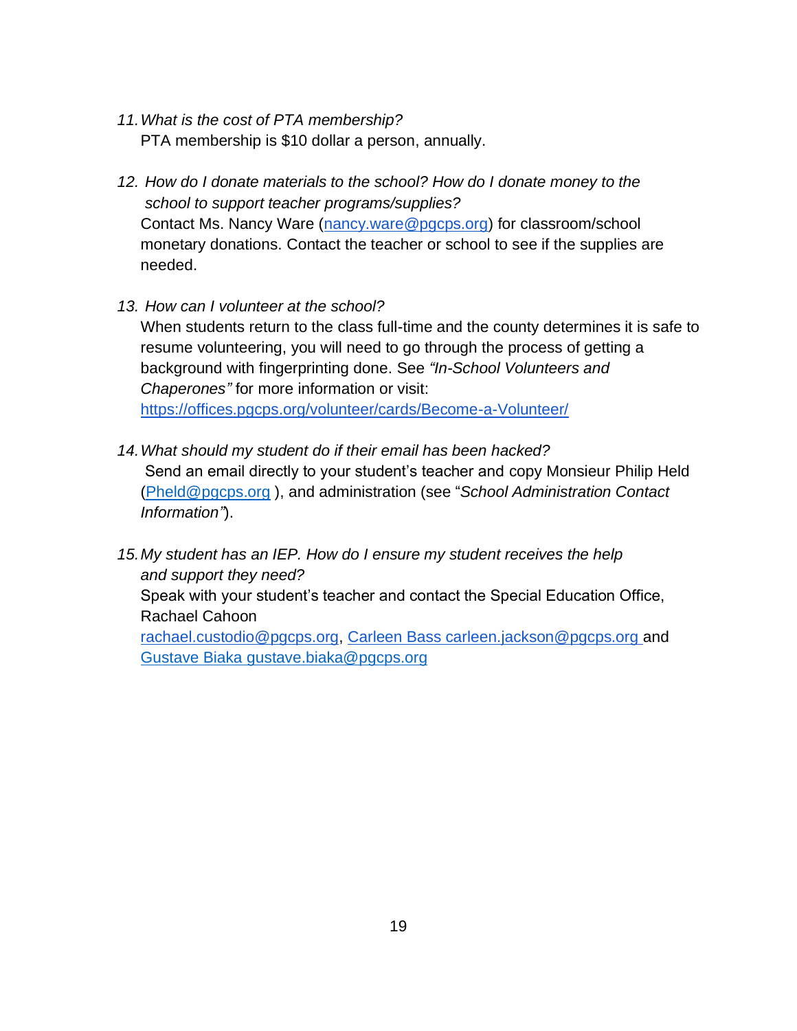11. *What is the cost of PTA membership?*
    PTA membership is $10 dollar a person, annually.

12. *How do I donate materials to the school? How do I donate money to the school to support teacher programs/supplies?*
    Contact Ms. Nancy Ware ([nancy.ware@pgcps.org](mailto:nancy.ware@pgcps.org)) for classroom/school monetary donations. Contact the teacher or school to see if the supplies are needed.

13. *How can I volunteer at the school?*
    When students return to the class full-time and the county determines it is safe to resume volunteering, you will need to go through the process of getting a background with fingerprinting done. See *"In-School Volunteers and Chaperones"* for more information or visit:
    [https://offices.pgcps.org/volunteer/cards/Become-a-Volunteer/](https://offices.pgcps.org/volunteer/cards/Become-a-Volunteer/)

14. *What should my student do if their email has been hacked?*
    Send an email directly to your student's teacher and copy Monsieur Philip Held ([Pheld@pgcps.org](mailto:Pheld@pgcps.org) ), and administration (see "*School Administration Contact Information"*).

15. *My student has an IEP. How do I ensure my student receives the help and support they need?*
    Speak with your student's teacher and contact the Special Education Office, Rachael Cahoon
    [rachael.custodio@pgcps.org](mailto:rachael.custodio@pgcps.org), [Carleen Bass carleen.jackson@pgcps.org](mailto:carleen.jackson@pgcps.org) and [Gustave Biaka gustave.biaka@pgcps.org](mailto:gustave.biaka@pgcps.org)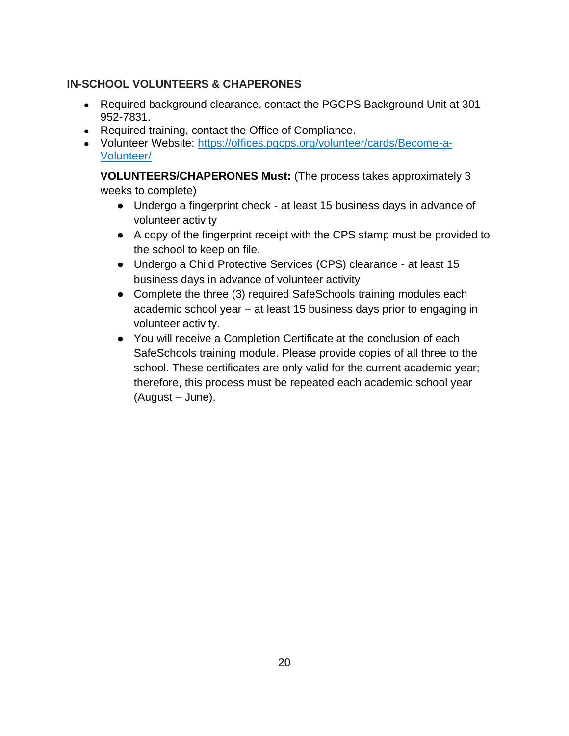### IN-SCHOOL VOLUNTEERS & CHAPERONES

- Required background clearance, contact the PGCPS Background Unit at 301-952-7831.
- Required training, contact the Office of Compliance.
- Volunteer Website: [https://offices.pgcps.org/volunteer/cards/Become-a-Volunteer/](https://offices.pgcps.org/volunteer/cards/Become-a-Volunteer/)

  **VOLUNTEERS/CHAPERONES Must:** (The process takes approximately 3 weeks to complete)

  - Undergo a fingerprint check - at least 15 business days in advance of volunteer activity
  - A copy of the fingerprint receipt with the CPS stamp must be provided to the school to keep on file.
  - Undergo a Child Protective Services (CPS) clearance - at least 15 business days in advance of volunteer activity
  - Complete the three (3) required SafeSchools training modules each academic school year – at least 15 business days prior to engaging in volunteer activity.
  - You will receive a Completion Certificate at the conclusion of each SafeSchools training module. Please provide copies of all three to the school. These certificates are only valid for the current academic year; therefore, this process must be repeated each academic school year (August – June).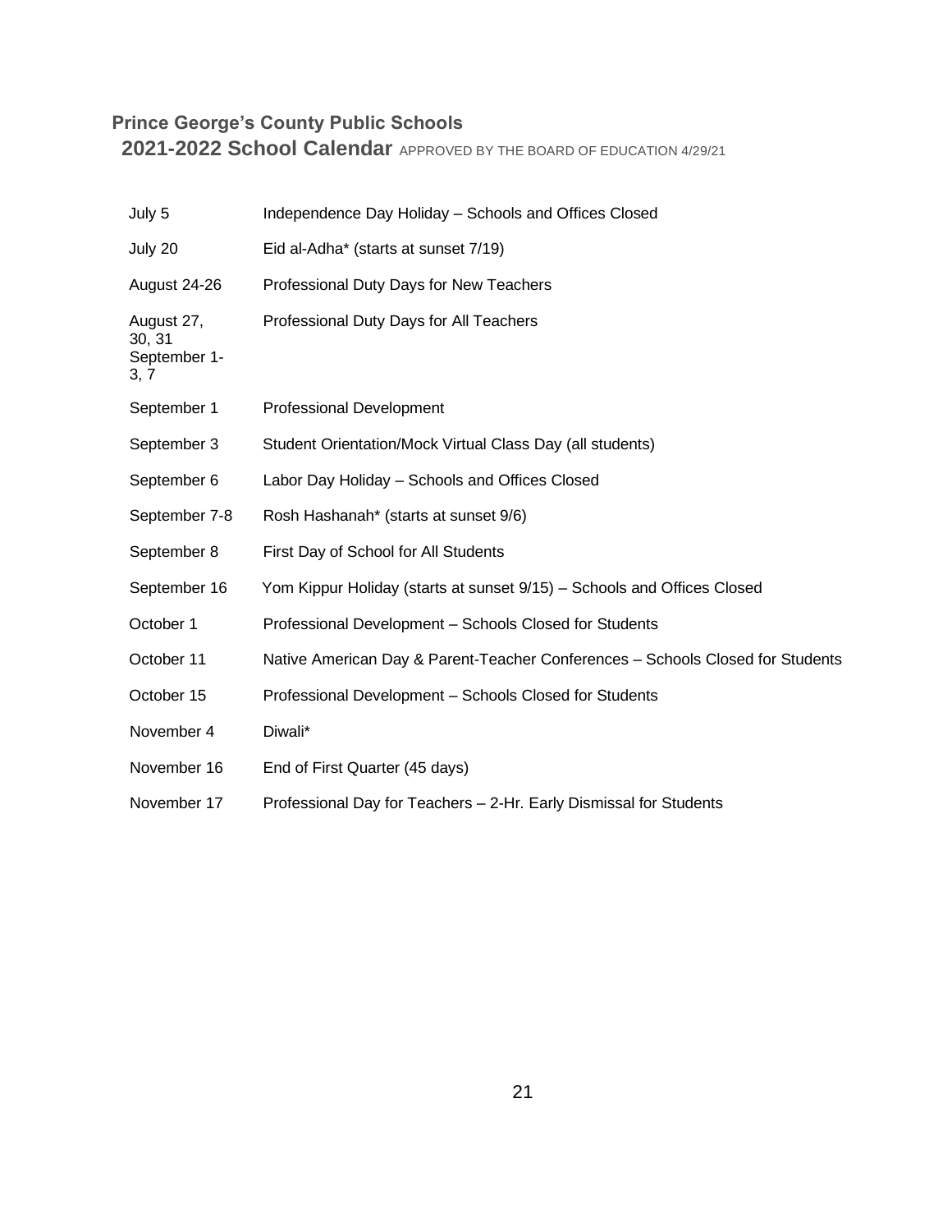**Prince George's County Public Schools**

**2021-2022 School Calendar** APPROVED BY THE BOARD OF EDUCATION 4/29/21

| | |
|---|---|
| July 5 | Independence Day Holiday – Schools and Offices Closed |
| July 20 | Eid al-Adha* (starts at sunset 7/19) |
| August 24-26 | Professional Duty Days for New Teachers |
| August 27, 30, 31 September 1-3, 7 | Professional Duty Days for All Teachers |
| September 1 | Professional Development |
| September 3 | Student Orientation/Mock Virtual Class Day (all students) |
| September 6 | Labor Day Holiday – Schools and Offices Closed |
| September 7-8 | Rosh Hashanah* (starts at sunset 9/6) |
| September 8 | First Day of School for All Students |
| September 16 | Yom Kippur Holiday (starts at sunset 9/15) – Schools and Offices Closed |
| October 1 | Professional Development – Schools Closed for Students |
| October 11 | Native American Day & Parent-Teacher Conferences – Schools Closed for Students |
| October 15 | Professional Development – Schools Closed for Students |
| November 4 | Diwali* |
| November 16 | End of First Quarter (45 days) |
| November 17 | Professional Day for Teachers – 2-Hr. Early Dismissal for Students |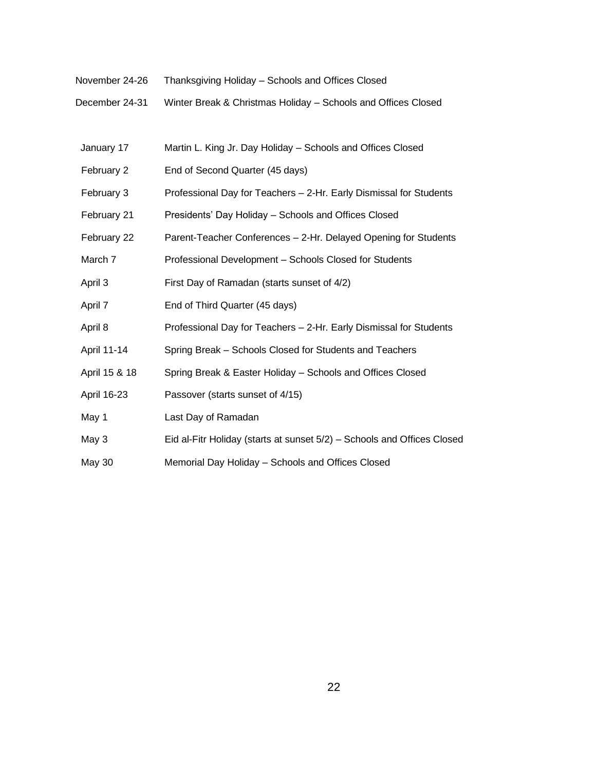| | |
|---|---|
| November 24-26 | Thanksgiving Holiday – Schools and Offices Closed |
| December 24-31 | Winter Break & Christmas Holiday – Schools and Offices Closed |

| | |
|---|---|
| January 17 | Martin L. King Jr. Day Holiday – Schools and Offices Closed |
| February 2 | End of Second Quarter (45 days) |
| February 3 | Professional Day for Teachers – 2-Hr. Early Dismissal for Students |
| February 21 | Presidents' Day Holiday – Schools and Offices Closed |
| February 22 | Parent-Teacher Conferences – 2-Hr. Delayed Opening for Students |
| March 7 | Professional Development – Schools Closed for Students |
| April 3 | First Day of Ramadan (starts sunset of 4/2) |
| April 7 | End of Third Quarter (45 days) |
| April 8 | Professional Day for Teachers – 2-Hr. Early Dismissal for Students |
| April 11-14 | Spring Break – Schools Closed for Students and Teachers |
| April 15 & 18 | Spring Break & Easter Holiday – Schools and Offices Closed |
| April 16-23 | Passover (starts sunset of 4/15) |
| May 1 | Last Day of Ramadan |
| May 3 | Eid al-Fitr Holiday (starts at sunset 5/2) – Schools and Offices Closed |
| May 30 | Memorial Day Holiday – Schools and Offices Closed |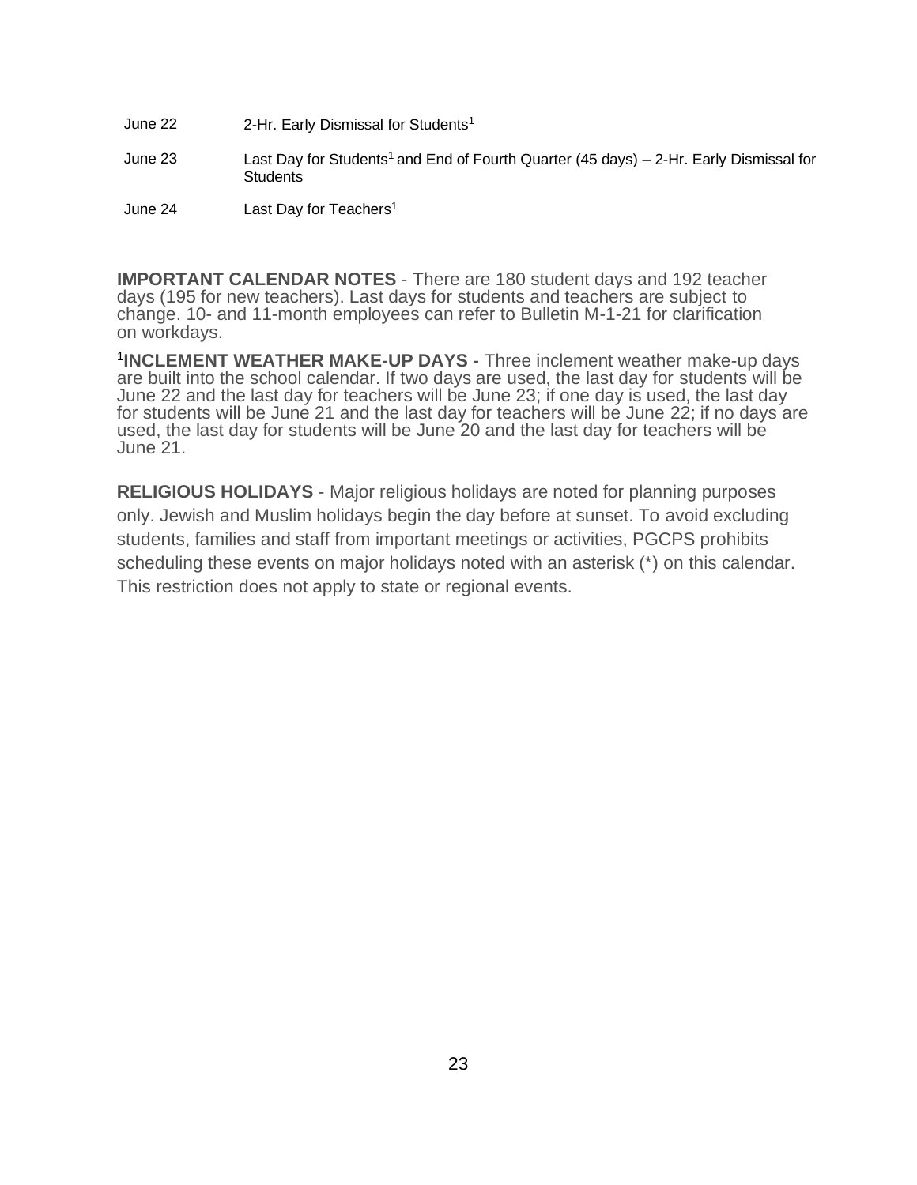| | |
|---|---|
| June 22 | 2-Hr. Early Dismissal for Students[1] |
| June 23 | Last Day for Students[1] and End of Fourth Quarter (45 days) – 2-Hr. Early Dismissal for Students |
| June 24 | Last Day for Teachers[1] |

**IMPORTANT CALENDAR NOTES** - There are 180 student days and 192 teacher days (195 for new teachers). Last days for students and teachers are subject to change. 10- and 11-month employees can refer to Bulletin M-1-21 for clarification on workdays.

[1]**INCLEMENT WEATHER MAKE-UP DAYS -** Three inclement weather make-up days are built into the school calendar. If two days are used, the last day for students will be June 22 and the last day for teachers will be June 23; if one day is used, the last day for students will be June 21 and the last day for teachers will be June 22; if no days are used, the last day for students will be June 20 and the last day for teachers will be June 21.

**RELIGIOUS HOLIDAYS** - Major religious holidays are noted for planning purposes only. Jewish and Muslim holidays begin the day before at sunset. To avoid excluding students, families and staff from important meetings or activities, PGCPS prohibits scheduling these events on major holidays noted with an asterisk (*) on this calendar. This restriction does not apply to state or regional events.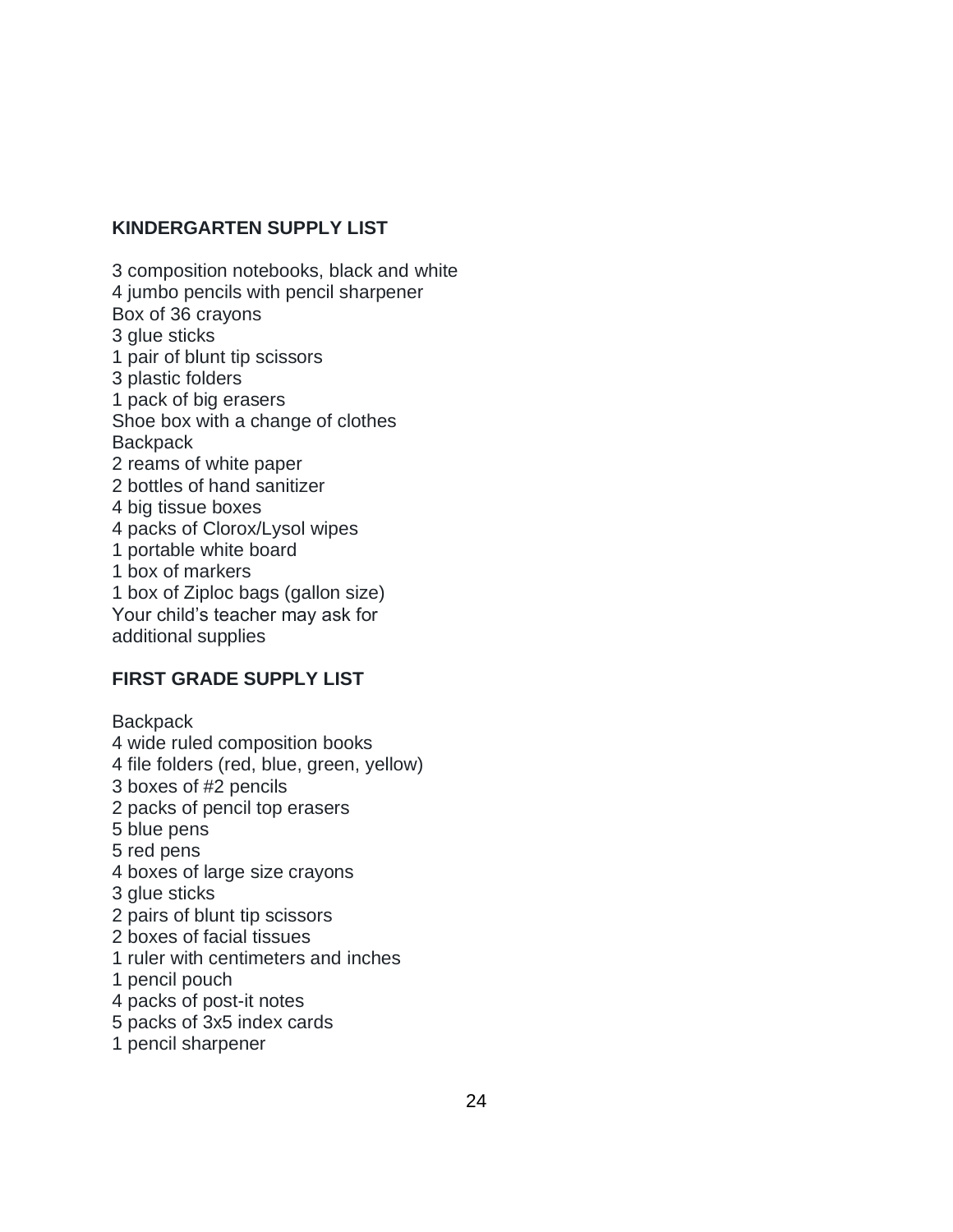## KINDERGARTEN SUPPLY LIST

3 composition notebooks, black and white
4 jumbo pencils with pencil sharpener
Box of 36 crayons
3 glue sticks
1 pair of blunt tip scissors
3 plastic folders
1 pack of big erasers
Shoe box with a change of clothes
Backpack
2 reams of white paper
2 bottles of hand sanitizer
4 big tissue boxes
4 packs of Clorox/Lysol wipes
1 portable white board
1 box of markers
1 box of Ziploc bags (gallon size)
Your child's teacher may ask for additional supplies

## FIRST GRADE SUPPLY LIST

Backpack
4 wide ruled composition books
4 file folders (red, blue, green, yellow)
3 boxes of #2 pencils
2 packs of pencil top erasers
5 blue pens
5 red pens
4 boxes of large size crayons
3 glue sticks
2 pairs of blunt tip scissors
2 boxes of facial tissues
1 ruler with centimeters and inches
1 pencil pouch
4 packs of post-it notes
5 packs of 3x5 index cards
1 pencil sharpener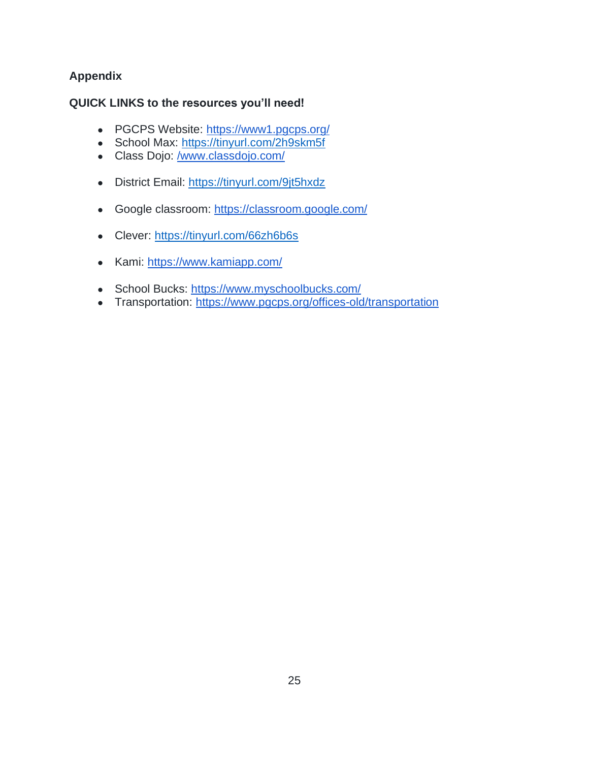## Appendix

### QUICK LINKS to the resources you'll need!

- PGCPS Website: https://www1.pgcps.org/
- School Max: https://tinyurl.com/2h9skm5f
- Class Dojo: /www.classdojo.com/

- District Email: https://tinyurl.com/9jt5hxdz

- Google classroom: https://classroom.google.com/

- Clever: https://tinyurl.com/66zh6b6s

- Kami: https://www.kamiapp.com/

- School Bucks: https://www.myschoolbucks.com/
- Transportation: https://www.pgcps.org/offices-old/transportation